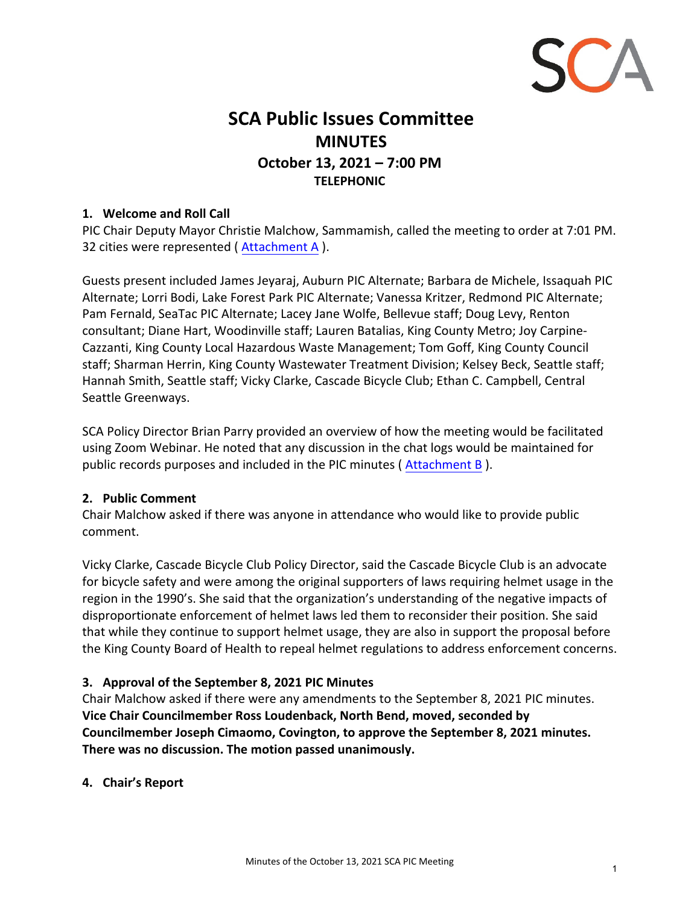# SCA Public Issues Committee
## MINUTES
### October 13, 2021 – 7:00 PM
**TELEPHONIC**

**1. Welcome and Roll Call**

PIC Chair Deputy Mayor Christie Malchow, Sammamish, called the meeting to order at 7:01 PM. 32 cities were represented ( Attachment A ).

Guests present included James Jeyaraj, Auburn PIC Alternate; Barbara de Michele, Issaquah PIC Alternate; Lorri Bodi, Lake Forest Park PIC Alternate; Vanessa Kritzer, Redmond PIC Alternate; Pam Fernald, SeaTac PIC Alternate; Lacey Jane Wolfe, Bellevue staff; Doug Levy, Renton consultant; Diane Hart, Woodinville staff; Lauren Batalias, King County Metro; Joy Carpine-Cazzanti, King County Local Hazardous Waste Management; Tom Goff, King County Council staff; Sharman Herrin, King County Wastewater Treatment Division; Kelsey Beck, Seattle staff; Hannah Smith, Seattle staff; Vicky Clarke, Cascade Bicycle Club; Ethan C. Campbell, Central Seattle Greenways.

SCA Policy Director Brian Parry provided an overview of how the meeting would be facilitated using Zoom Webinar. He noted that any discussion in the chat logs would be maintained for public records purposes and included in the PIC minutes ( Attachment B ).

**2. Public Comment**

Chair Malchow asked if there was anyone in attendance who would like to provide public comment.

Vicky Clarke, Cascade Bicycle Club Policy Director, said the Cascade Bicycle Club is an advocate for bicycle safety and were among the original supporters of laws requiring helmet usage in the region in the 1990's. She said that the organization's understanding of the negative impacts of disproportionate enforcement of helmet laws led them to reconsider their position. She said that while they continue to support helmet usage, they are also in support the proposal before the King County Board of Health to repeal helmet regulations to address enforcement concerns.

**3. Approval of the September 8, 2021 PIC Minutes**

Chair Malchow asked if there were any amendments to the September 8, 2021 PIC minutes. **Vice Chair Councilmember Ross Loudenback, North Bend, moved, seconded by Councilmember Joseph Cimaomo, Covington, to approve the September 8, 2021 minutes. There was no discussion. The motion passed unanimously.**

**4. Chair's Report**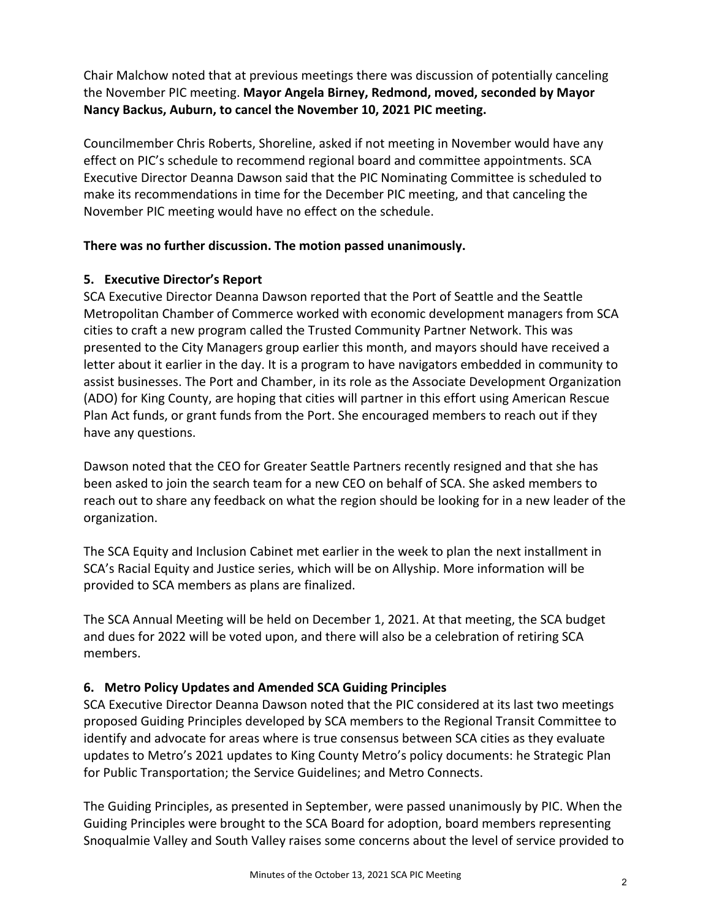Chair Malchow noted that at previous meetings there was discussion of potentially canceling the November PIC meeting. **Mayor Angela Birney, Redmond, moved, seconded by Mayor Nancy Backus, Auburn, to cancel the November 10, 2021 PIC meeting.**

Councilmember Chris Roberts, Shoreline, asked if not meeting in November would have any effect on PIC's schedule to recommend regional board and committee appointments. SCA Executive Director Deanna Dawson said that the PIC Nominating Committee is scheduled to make its recommendations in time for the December PIC meeting, and that canceling the November PIC meeting would have no effect on the schedule.

**There was no further discussion. The motion passed unanimously.**

## 5. Executive Director's Report

SCA Executive Director Deanna Dawson reported that the Port of Seattle and the Seattle Metropolitan Chamber of Commerce worked with economic development managers from SCA cities to craft a new program called the Trusted Community Partner Network. This was presented to the City Managers group earlier this month, and mayors should have received a letter about it earlier in the day. It is a program to have navigators embedded in community to assist businesses. The Port and Chamber, in its role as the Associate Development Organization (ADO) for King County, are hoping that cities will partner in this effort using American Rescue Plan Act funds, or grant funds from the Port. She encouraged members to reach out if they have any questions.

Dawson noted that the CEO for Greater Seattle Partners recently resigned and that she has been asked to join the search team for a new CEO on behalf of SCA. She asked members to reach out to share any feedback on what the region should be looking for in a new leader of the organization.

The SCA Equity and Inclusion Cabinet met earlier in the week to plan the next installment in SCA's Racial Equity and Justice series, which will be on Allyship. More information will be provided to SCA members as plans are finalized.

The SCA Annual Meeting will be held on December 1, 2021. At that meeting, the SCA budget and dues for 2022 will be voted upon, and there will also be a celebration of retiring SCA members.

## 6. Metro Policy Updates and Amended SCA Guiding Principles

SCA Executive Director Deanna Dawson noted that the PIC considered at its last two meetings proposed Guiding Principles developed by SCA members to the Regional Transit Committee to identify and advocate for areas where is true consensus between SCA cities as they evaluate updates to Metro's 2021 updates to King County Metro's policy documents: he Strategic Plan for Public Transportation; the Service Guidelines; and Metro Connects.

The Guiding Principles, as presented in September, were passed unanimously by PIC. When the Guiding Principles were brought to the SCA Board for adoption, board members representing Snoqualmie Valley and South Valley raises some concerns about the level of service provided to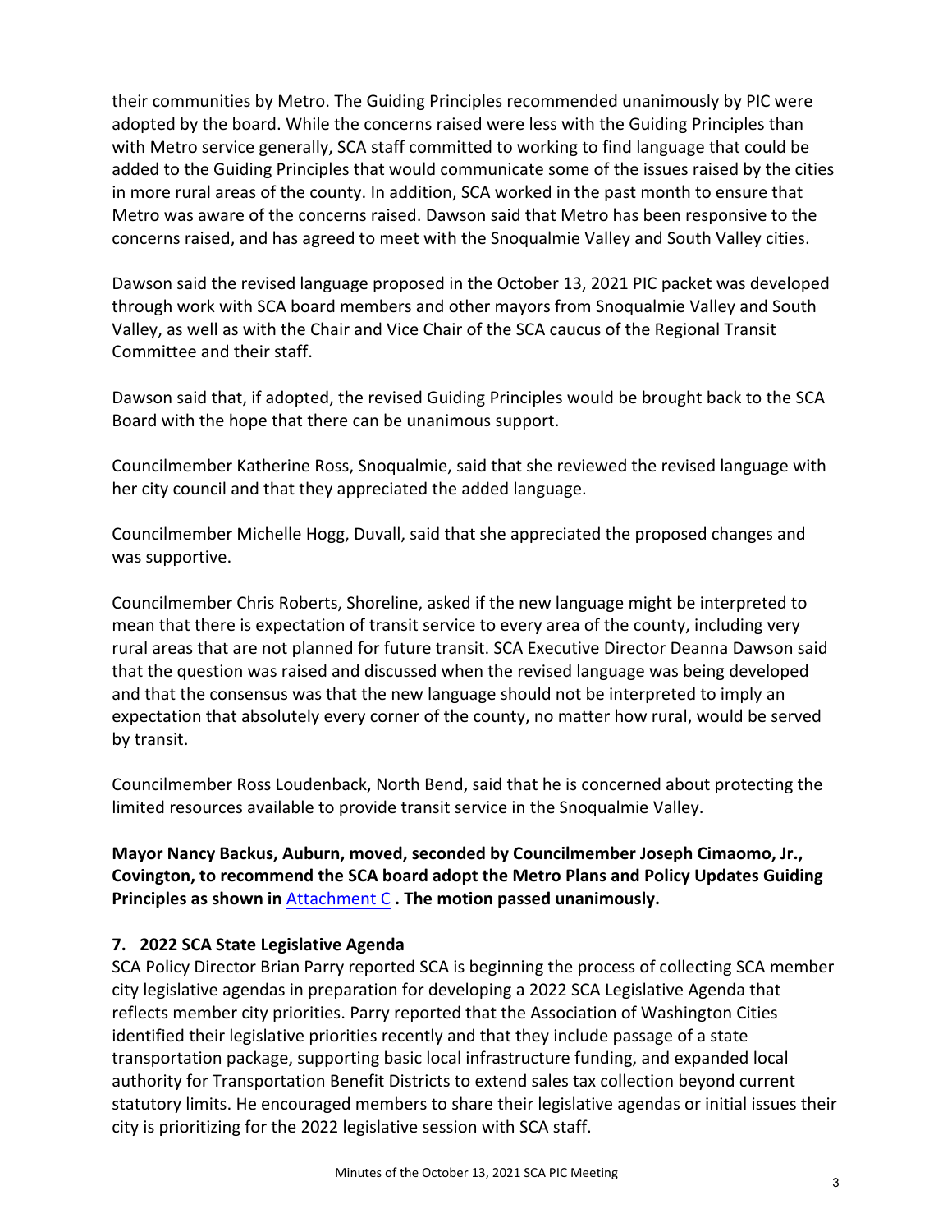their communities by Metro. The Guiding Principles recommended unanimously by PIC were adopted by the board. While the concerns raised were less with the Guiding Principles than with Metro service generally, SCA staff committed to working to find language that could be added to the Guiding Principles that would communicate some of the issues raised by the cities in more rural areas of the county. In addition, SCA worked in the past month to ensure that Metro was aware of the concerns raised. Dawson said that Metro has been responsive to the concerns raised, and has agreed to meet with the Snoqualmie Valley and South Valley cities.

Dawson said the revised language proposed in the October 13, 2021 PIC packet was developed through work with SCA board members and other mayors from Snoqualmie Valley and South Valley, as well as with the Chair and Vice Chair of the SCA caucus of the Regional Transit Committee and their staff.

Dawson said that, if adopted, the revised Guiding Principles would be brought back to the SCA Board with the hope that there can be unanimous support.

Councilmember Katherine Ross, Snoqualmie, said that she reviewed the revised language with her city council and that they appreciated the added language.

Councilmember Michelle Hogg, Duvall, said that she appreciated the proposed changes and was supportive.

Councilmember Chris Roberts, Shoreline, asked if the new language might be interpreted to mean that there is expectation of transit service to every area of the county, including very rural areas that are not planned for future transit. SCA Executive Director Deanna Dawson said that the question was raised and discussed when the revised language was being developed and that the consensus was that the new language should not be interpreted to imply an expectation that absolutely every corner of the county, no matter how rural, would be served by transit.

Councilmember Ross Loudenback, North Bend, said that he is concerned about protecting the limited resources available to provide transit service in the Snoqualmie Valley.

**Mayor Nancy Backus, Auburn, moved, seconded by Councilmember Joseph Cimaomo, Jr., Covington, to recommend the SCA board adopt the Metro Plans and Policy Updates Guiding Principles as shown in Attachment C . The motion passed unanimously.**

### 7. 2022 SCA State Legislative Agenda

SCA Policy Director Brian Parry reported SCA is beginning the process of collecting SCA member city legislative agendas in preparation for developing a 2022 SCA Legislative Agenda that reflects member city priorities. Parry reported that the Association of Washington Cities identified their legislative priorities recently and that they include passage of a state transportation package, supporting basic local infrastructure funding, and expanded local authority for Transportation Benefit Districts to extend sales tax collection beyond current statutory limits. He encouraged members to share their legislative agendas or initial issues their city is prioritizing for the 2022 legislative session with SCA staff.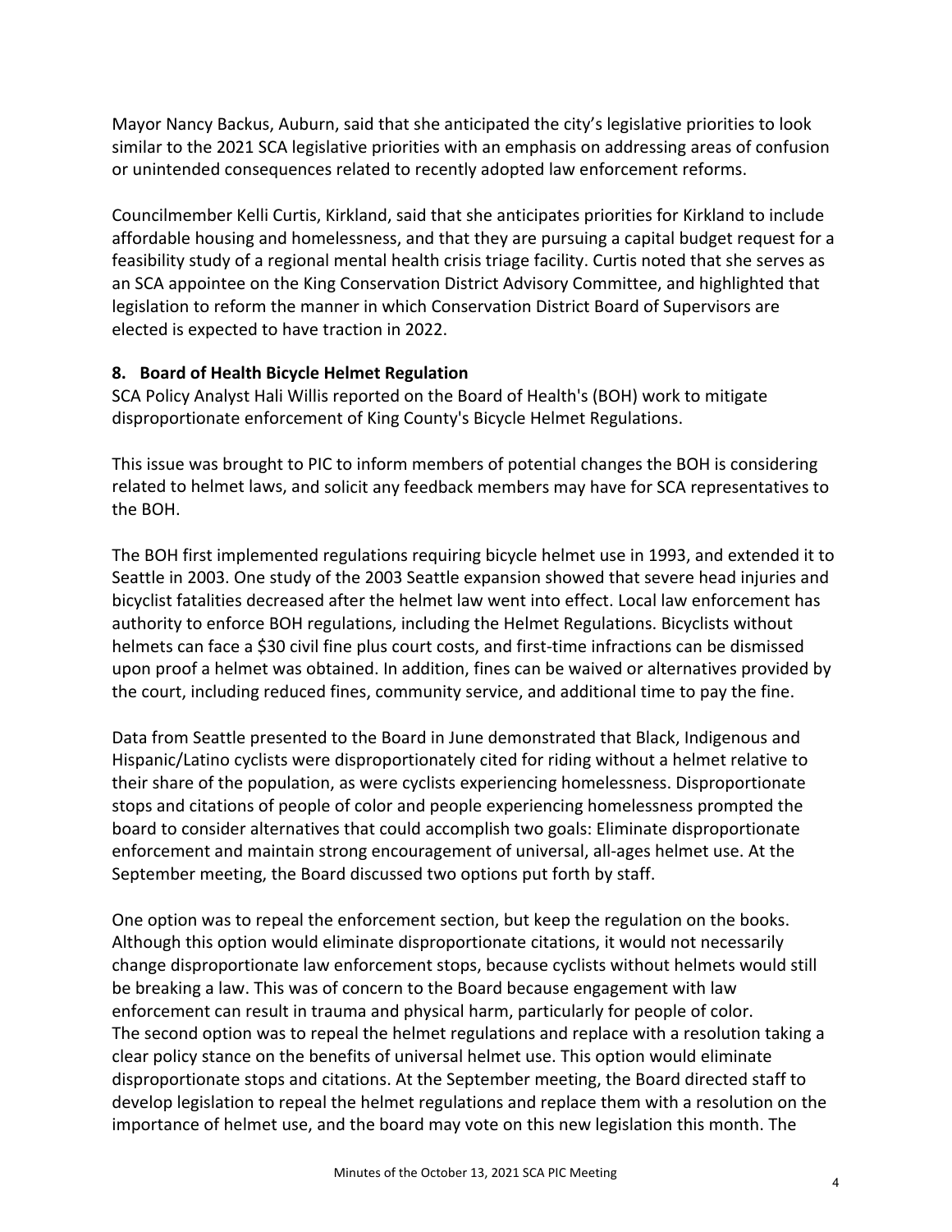Mayor Nancy Backus, Auburn, said that she anticipated the city's legislative priorities to look similar to the 2021 SCA legislative priorities with an emphasis on addressing areas of confusion or unintended consequences related to recently adopted law enforcement reforms.

Councilmember Kelli Curtis, Kirkland, said that she anticipates priorities for Kirkland to include affordable housing and homelessness, and that they are pursuing a capital budget request for a feasibility study of a regional mental health crisis triage facility. Curtis noted that she serves as an SCA appointee on the King Conservation District Advisory Committee, and highlighted that legislation to reform the manner in which Conservation District Board of Supervisors are elected is expected to have traction in 2022.

**8. Board of Health Bicycle Helmet Regulation**

SCA Policy Analyst Hali Willis reported on the Board of Health's (BOH) work to mitigate disproportionate enforcement of King County's Bicycle Helmet Regulations.

This issue was brought to PIC to inform members of potential changes the BOH is considering related to helmet laws, and solicit any feedback members may have for SCA representatives to the BOH.

The BOH first implemented regulations requiring bicycle helmet use in 1993, and extended it to Seattle in 2003. One study of the 2003 Seattle expansion showed that severe head injuries and bicyclist fatalities decreased after the helmet law went into effect. Local law enforcement has authority to enforce BOH regulations, including the Helmet Regulations. Bicyclists without helmets can face a $30 civil fine plus court costs, and first-time infractions can be dismissed upon proof a helmet was obtained. In addition, fines can be waived or alternatives provided by the court, including reduced fines, community service, and additional time to pay the fine.

Data from Seattle presented to the Board in June demonstrated that Black, Indigenous and Hispanic/Latino cyclists were disproportionately cited for riding without a helmet relative to their share of the population, as were cyclists experiencing homelessness. Disproportionate stops and citations of people of color and people experiencing homelessness prompted the board to consider alternatives that could accomplish two goals: Eliminate disproportionate enforcement and maintain strong encouragement of universal, all-ages helmet use. At the September meeting, the Board discussed two options put forth by staff.

One option was to repeal the enforcement section, but keep the regulation on the books. Although this option would eliminate disproportionate citations, it would not necessarily change disproportionate law enforcement stops, because cyclists without helmets would still be breaking a law. This was of concern to the Board because engagement with law enforcement can result in trauma and physical harm, particularly for people of color.
The second option was to repeal the helmet regulations and replace with a resolution taking a clear policy stance on the benefits of universal helmet use. This option would eliminate disproportionate stops and citations. At the September meeting, the Board directed staff to develop legislation to repeal the helmet regulations and replace them with a resolution on the importance of helmet use, and the board may vote on this new legislation this month. The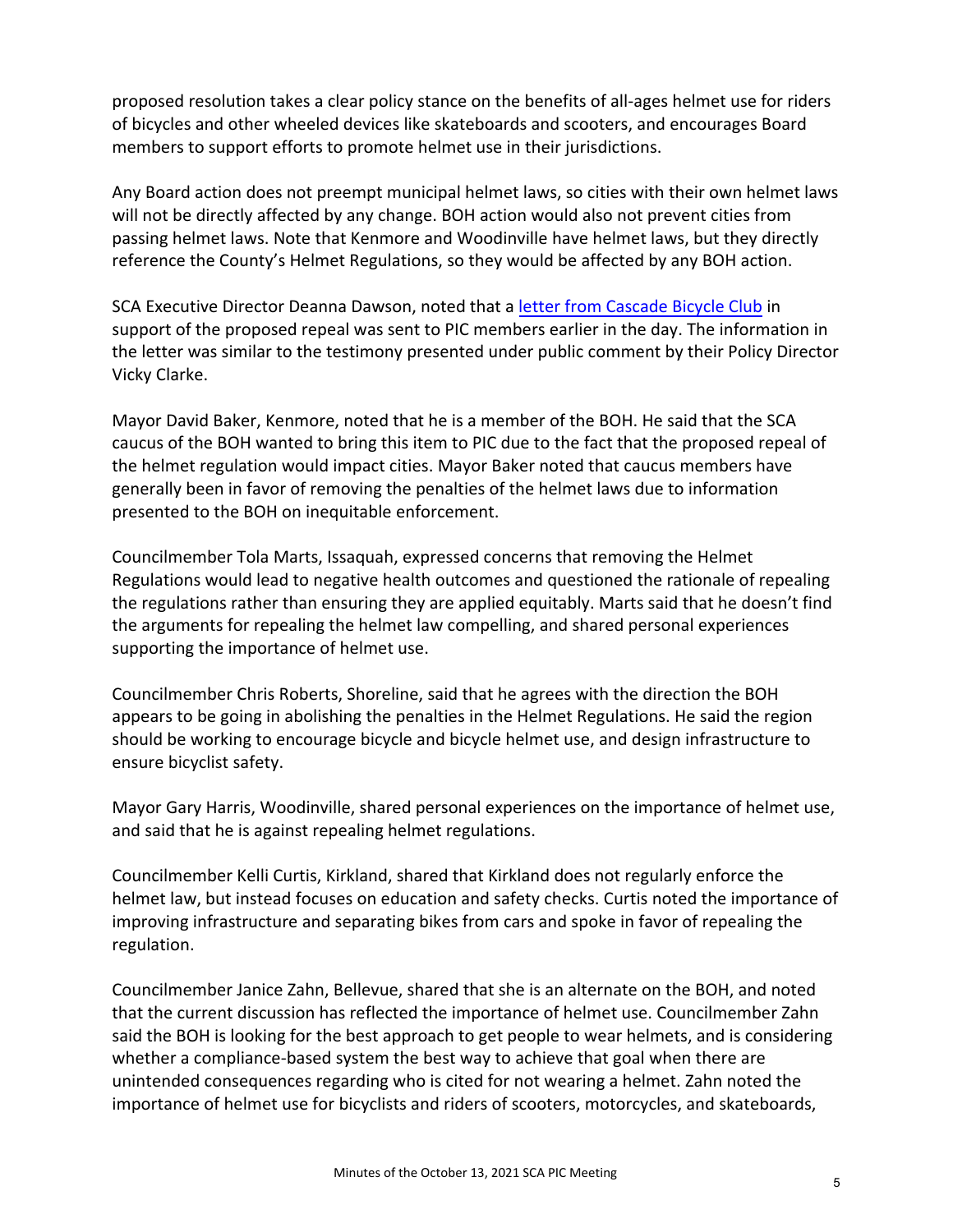proposed resolution takes a clear policy stance on the benefits of all-ages helmet use for riders of bicycles and other wheeled devices like skateboards and scooters, and encourages Board members to support efforts to promote helmet use in their jurisdictions.

Any Board action does not preempt municipal helmet laws, so cities with their own helmet laws will not be directly affected by any change. BOH action would also not prevent cities from passing helmet laws. Note that Kenmore and Woodinville have helmet laws, but they directly reference the County's Helmet Regulations, so they would be affected by any BOH action.

SCA Executive Director Deanna Dawson, noted that a letter from Cascade Bicycle Club in support of the proposed repeal was sent to PIC members earlier in the day. The information in the letter was similar to the testimony presented under public comment by their Policy Director Vicky Clarke.

Mayor David Baker, Kenmore, noted that he is a member of the BOH. He said that the SCA caucus of the BOH wanted to bring this item to PIC due to the fact that the proposed repeal of the helmet regulation would impact cities. Mayor Baker noted that caucus members have generally been in favor of removing the penalties of the helmet laws due to information presented to the BOH on inequitable enforcement.

Councilmember Tola Marts, Issaquah, expressed concerns that removing the Helmet Regulations would lead to negative health outcomes and questioned the rationale of repealing the regulations rather than ensuring they are applied equitably. Marts said that he doesn't find the arguments for repealing the helmet law compelling, and shared personal experiences supporting the importance of helmet use.

Councilmember Chris Roberts, Shoreline, said that he agrees with the direction the BOH appears to be going in abolishing the penalties in the Helmet Regulations. He said the region should be working to encourage bicycle and bicycle helmet use, and design infrastructure to ensure bicyclist safety.

Mayor Gary Harris, Woodinville, shared personal experiences on the importance of helmet use, and said that he is against repealing helmet regulations.

Councilmember Kelli Curtis, Kirkland, shared that Kirkland does not regularly enforce the helmet law, but instead focuses on education and safety checks. Curtis noted the importance of improving infrastructure and separating bikes from cars and spoke in favor of repealing the regulation.

Councilmember Janice Zahn, Bellevue, shared that she is an alternate on the BOH, and noted that the current discussion has reflected the importance of helmet use. Councilmember Zahn said the BOH is looking for the best approach to get people to wear helmets, and is considering whether a compliance-based system the best way to achieve that goal when there are unintended consequences regarding who is cited for not wearing a helmet. Zahn noted the importance of helmet use for bicyclists and riders of scooters, motorcycles, and skateboards,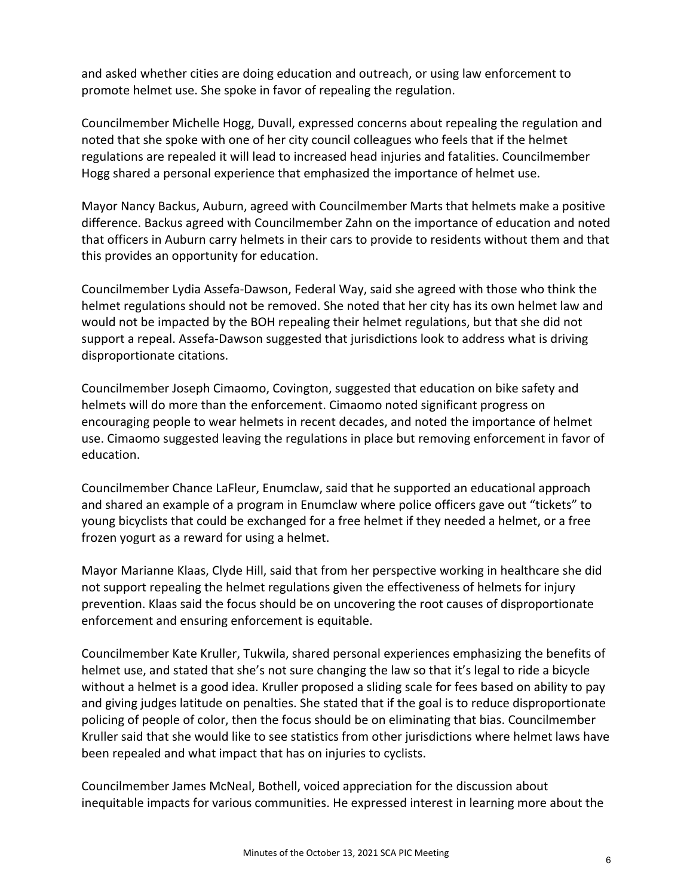and asked whether cities are doing education and outreach, or using law enforcement to promote helmet use. She spoke in favor of repealing the regulation.

Councilmember Michelle Hogg, Duvall, expressed concerns about repealing the regulation and noted that she spoke with one of her city council colleagues who feels that if the helmet regulations are repealed it will lead to increased head injuries and fatalities. Councilmember Hogg shared a personal experience that emphasized the importance of helmet use.

Mayor Nancy Backus, Auburn, agreed with Councilmember Marts that helmets make a positive difference. Backus agreed with Councilmember Zahn on the importance of education and noted that officers in Auburn carry helmets in their cars to provide to residents without them and that this provides an opportunity for education.

Councilmember Lydia Assefa-Dawson, Federal Way, said she agreed with those who think the helmet regulations should not be removed. She noted that her city has its own helmet law and would not be impacted by the BOH repealing their helmet regulations, but that she did not support a repeal. Assefa-Dawson suggested that jurisdictions look to address what is driving disproportionate citations.

Councilmember Joseph Cimaomo, Covington, suggested that education on bike safety and helmets will do more than the enforcement. Cimaomo noted significant progress on encouraging people to wear helmets in recent decades, and noted the importance of helmet use. Cimaomo suggested leaving the regulations in place but removing enforcement in favor of education.

Councilmember Chance LaFleur, Enumclaw, said that he supported an educational approach and shared an example of a program in Enumclaw where police officers gave out "tickets" to young bicyclists that could be exchanged for a free helmet if they needed a helmet, or a free frozen yogurt as a reward for using a helmet.

Mayor Marianne Klaas, Clyde Hill, said that from her perspective working in healthcare she did not support repealing the helmet regulations given the effectiveness of helmets for injury prevention. Klaas said the focus should be on uncovering the root causes of disproportionate enforcement and ensuring enforcement is equitable.

Councilmember Kate Kruller, Tukwila, shared personal experiences emphasizing the benefits of helmet use, and stated that she's not sure changing the law so that it's legal to ride a bicycle without a helmet is a good idea. Kruller proposed a sliding scale for fees based on ability to pay and giving judges latitude on penalties. She stated that if the goal is to reduce disproportionate policing of people of color, then the focus should be on eliminating that bias. Councilmember Kruller said that she would like to see statistics from other jurisdictions where helmet laws have been repealed and what impact that has on injuries to cyclists.

Councilmember James McNeal, Bothell, voiced appreciation for the discussion about inequitable impacts for various communities. He expressed interest in learning more about the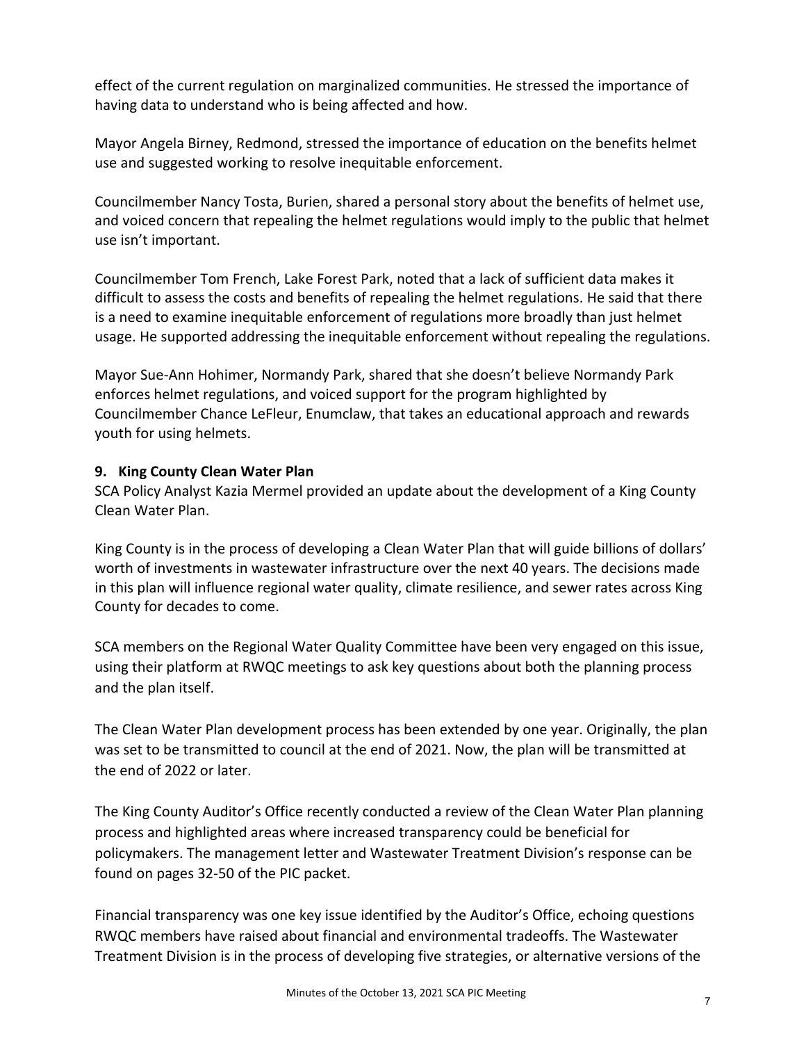effect of the current regulation on marginalized communities. He stressed the importance of having data to understand who is being affected and how.

Mayor Angela Birney, Redmond, stressed the importance of education on the benefits helmet use and suggested working to resolve inequitable enforcement.

Councilmember Nancy Tosta, Burien, shared a personal story about the benefits of helmet use, and voiced concern that repealing the helmet regulations would imply to the public that helmet use isn't important.

Councilmember Tom French, Lake Forest Park, noted that a lack of sufficient data makes it difficult to assess the costs and benefits of repealing the helmet regulations. He said that there is a need to examine inequitable enforcement of regulations more broadly than just helmet usage. He supported addressing the inequitable enforcement without repealing the regulations.

Mayor Sue-Ann Hohimer, Normandy Park, shared that she doesn't believe Normandy Park enforces helmet regulations, and voiced support for the program highlighted by Councilmember Chance LeFleur, Enumclaw, that takes an educational approach and rewards youth for using helmets.

**9. King County Clean Water Plan**

SCA Policy Analyst Kazia Mermel provided an update about the development of a King County Clean Water Plan.

King County is in the process of developing a Clean Water Plan that will guide billions of dollars' worth of investments in wastewater infrastructure over the next 40 years. The decisions made in this plan will influence regional water quality, climate resilience, and sewer rates across King County for decades to come.

SCA members on the Regional Water Quality Committee have been very engaged on this issue, using their platform at RWQC meetings to ask key questions about both the planning process and the plan itself.

The Clean Water Plan development process has been extended by one year. Originally, the plan was set to be transmitted to council at the end of 2021. Now, the plan will be transmitted at the end of 2022 or later.

The King County Auditor's Office recently conducted a review of the Clean Water Plan planning process and highlighted areas where increased transparency could be beneficial for policymakers. The management letter and Wastewater Treatment Division's response can be found on pages 32-50 of the PIC packet.

Financial transparency was one key issue identified by the Auditor's Office, echoing questions RWQC members have raised about financial and environmental tradeoffs. The Wastewater Treatment Division is in the process of developing five strategies, or alternative versions of the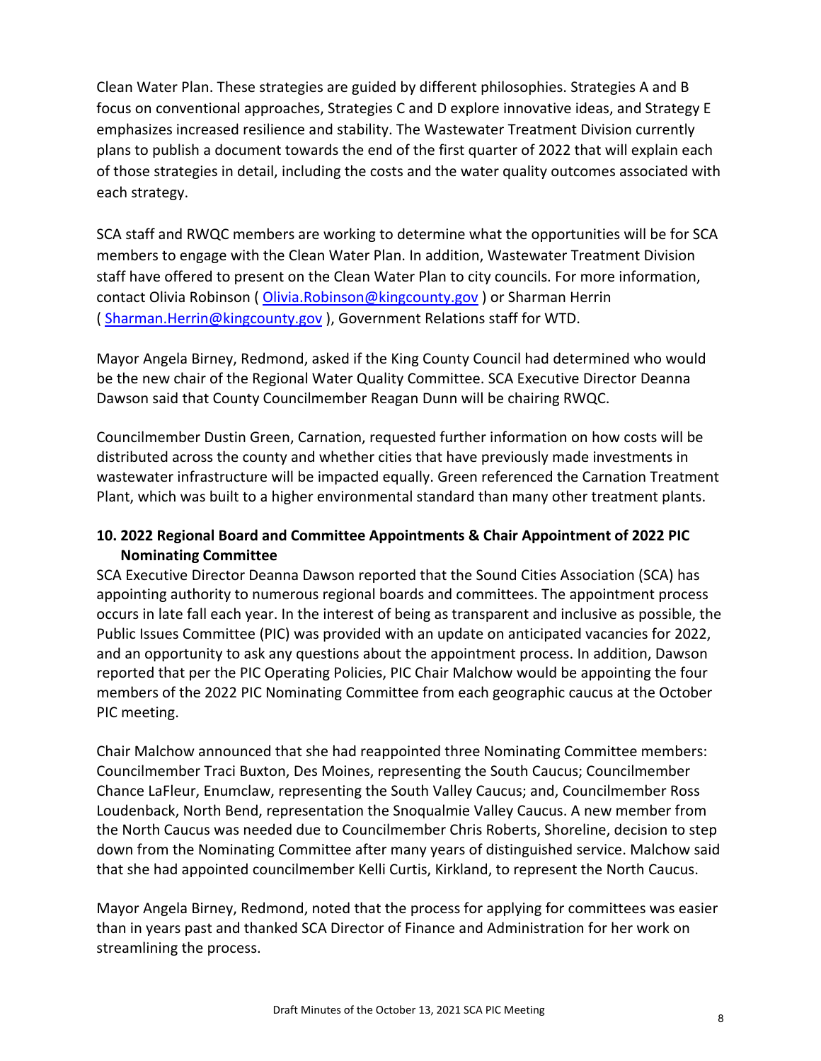Clean Water Plan. These strategies are guided by different philosophies. Strategies A and B focus on conventional approaches, Strategies C and D explore innovative ideas, and Strategy E emphasizes increased resilience and stability. The Wastewater Treatment Division currently plans to publish a document towards the end of the first quarter of 2022 that will explain each of those strategies in detail, including the costs and the water quality outcomes associated with each strategy.

SCA staff and RWQC members are working to determine what the opportunities will be for SCA members to engage with the Clean Water Plan. In addition, Wastewater Treatment Division staff have offered to present on the Clean Water Plan to city councils. For more information, contact Olivia Robinson ( Olivia.Robinson@kingcounty.gov ) or Sharman Herrin ( Sharman.Herrin@kingcounty.gov ), Government Relations staff for WTD.

Mayor Angela Birney, Redmond, asked if the King County Council had determined who would be the new chair of the Regional Water Quality Committee. SCA Executive Director Deanna Dawson said that County Councilmember Reagan Dunn will be chairing RWQC.

Councilmember Dustin Green, Carnation, requested further information on how costs will be distributed across the county and whether cities that have previously made investments in wastewater infrastructure will be impacted equally. Green referenced the Carnation Treatment Plant, which was built to a higher environmental standard than many other treatment plants.

### 10. 2022 Regional Board and Committee Appointments & Chair Appointment of 2022 PIC Nominating Committee

SCA Executive Director Deanna Dawson reported that the Sound Cities Association (SCA) has appointing authority to numerous regional boards and committees. The appointment process occurs in late fall each year. In the interest of being as transparent and inclusive as possible, the Public Issues Committee (PIC) was provided with an update on anticipated vacancies for 2022, and an opportunity to ask any questions about the appointment process. In addition, Dawson reported that per the PIC Operating Policies, PIC Chair Malchow would be appointing the four members of the 2022 PIC Nominating Committee from each geographic caucus at the October PIC meeting.

Chair Malchow announced that she had reappointed three Nominating Committee members: Councilmember Traci Buxton, Des Moines, representing the South Caucus; Councilmember Chance LaFleur, Enumclaw, representing the South Valley Caucus; and, Councilmember Ross Loudenback, North Bend, representation the Snoqualmie Valley Caucus. A new member from the North Caucus was needed due to Councilmember Chris Roberts, Shoreline, decision to step down from the Nominating Committee after many years of distinguished service. Malchow said that she had appointed councilmember Kelli Curtis, Kirkland, to represent the North Caucus.

Mayor Angela Birney, Redmond, noted that the process for applying for committees was easier than in years past and thanked SCA Director of Finance and Administration for her work on streamlining the process.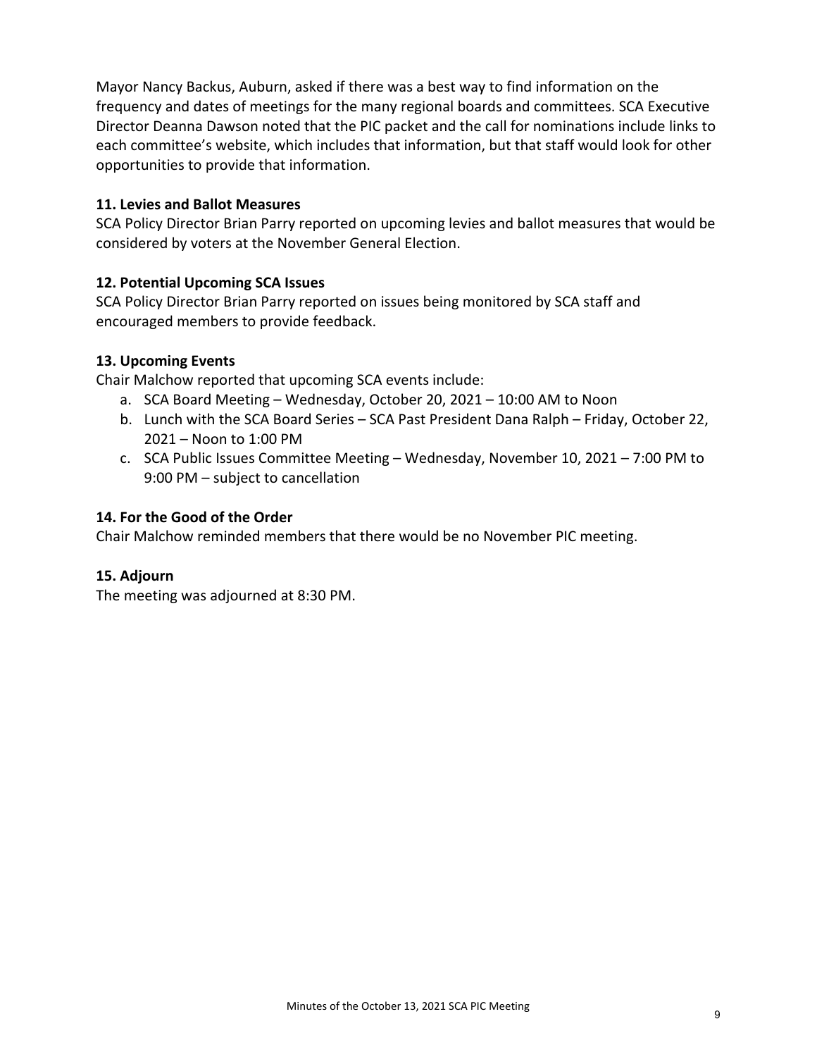Mayor Nancy Backus, Auburn, asked if there was a best way to find information on the frequency and dates of meetings for the many regional boards and committees. SCA Executive Director Deanna Dawson noted that the PIC packet and the call for nominations include links to each committee's website, which includes that information, but that staff would look for other opportunities to provide that information.

**11. Levies and Ballot Measures**
SCA Policy Director Brian Parry reported on upcoming levies and ballot measures that would be considered by voters at the November General Election.

**12. Potential Upcoming SCA Issues**
SCA Policy Director Brian Parry reported on issues being monitored by SCA staff and encouraged members to provide feedback.

**13. Upcoming Events**
Chair Malchow reported that upcoming SCA events include:

a. SCA Board Meeting – Wednesday, October 20, 2021 – 10:00 AM to Noon
b. Lunch with the SCA Board Series – SCA Past President Dana Ralph – Friday, October 22, 2021 – Noon to 1:00 PM
c. SCA Public Issues Committee Meeting – Wednesday, November 10, 2021 – 7:00 PM to 9:00 PM – subject to cancellation

**14. For the Good of the Order**
Chair Malchow reminded members that there would be no November PIC meeting.

**15. Adjourn**
The meeting was adjourned at 8:30 PM.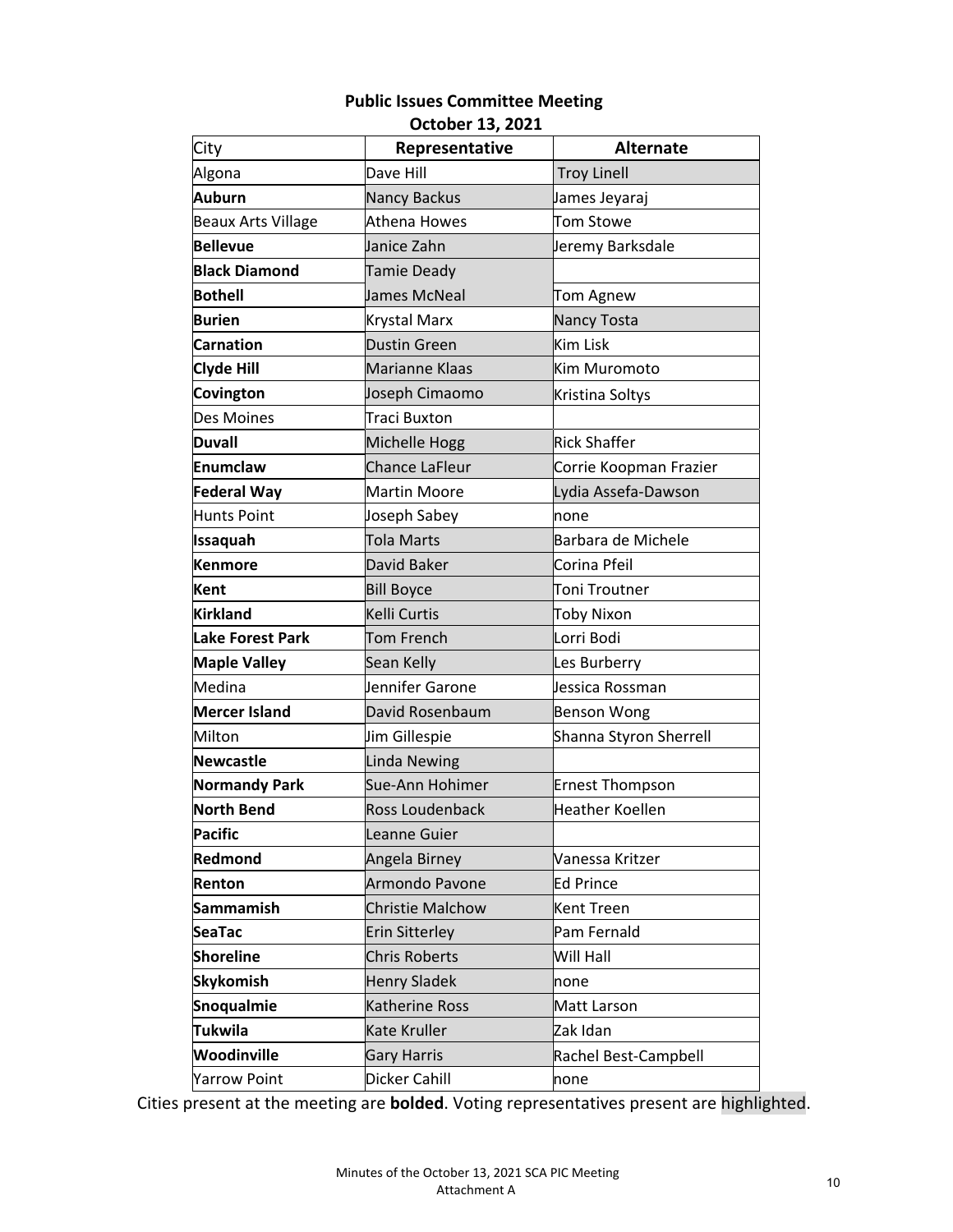**Public Issues Committee Meeting**
**October 13, 2021**

| City | Representative | Alternate |
|---|---|---|
| Algona | Dave Hill | Troy Linell |
| **Auburn** | Nancy Backus | James Jeyaraj |
| Beaux Arts Village | Athena Howes | Tom Stowe |
| **Bellevue** | Janice Zahn | Jeremy Barksdale |
| **Black Diamond** | Tamie Deady | |
| **Bothell** | James McNeal | Tom Agnew |
| **Burien** | Krystal Marx | Nancy Tosta |
| **Carnation** | Dustin Green | Kim Lisk |
| **Clyde Hill** | Marianne Klaas | Kim Muromoto |
| **Covington** | Joseph Cimaomo | Kristina Soltys |
| Des Moines | Traci Buxton | |
| **Duvall** | Michelle Hogg | Rick Shaffer |
| **Enumclaw** | Chance LaFleur | Corrie Koopman Frazier |
| **Federal Way** | Martin Moore | Lydia Assefa-Dawson |
| Hunts Point | Joseph Sabey | none |
| **Issaquah** | Tola Marts | Barbara de Michele |
| **Kenmore** | David Baker | Corina Pfeil |
| **Kent** | Bill Boyce | Toni Troutner |
| **Kirkland** | Kelli Curtis | Toby Nixon |
| **Lake Forest Park** | Tom French | Lorri Bodi |
| **Maple Valley** | Sean Kelly | Les Burberry |
| Medina | Jennifer Garone | Jessica Rossman |
| **Mercer Island** | David Rosenbaum | Benson Wong |
| Milton | Jim Gillespie | Shanna Styron Sherrell |
| **Newcastle** | Linda Newing | |
| **Normandy Park** | Sue-Ann Hohimer | Ernest Thompson |
| **North Bend** | Ross Loudenback | Heather Koellen |
| **Pacific** | Leanne Guier | |
| **Redmond** | Angela Birney | Vanessa Kritzer |
| **Renton** | Armondo Pavone | Ed Prince |
| **Sammamish** | Christie Malchow | Kent Treen |
| **SeaTac** | Erin Sitterley | Pam Fernald |
| **Shoreline** | Chris Roberts | Will Hall |
| **Skykomish** | Henry Sladek | none |
| **Snoqualmie** | Katherine Ross | Matt Larson |
| **Tukwila** | Kate Kruller | Zak Idan |
| **Woodinville** | Gary Harris | Rachel Best-Campbell |
| Yarrow Point | Dicker Cahill | none |

Cities present at the meeting are **bolded**. Voting representatives present are highlighted.

Minutes of the October 13, 2021 SCA PIC Meeting
Attachment A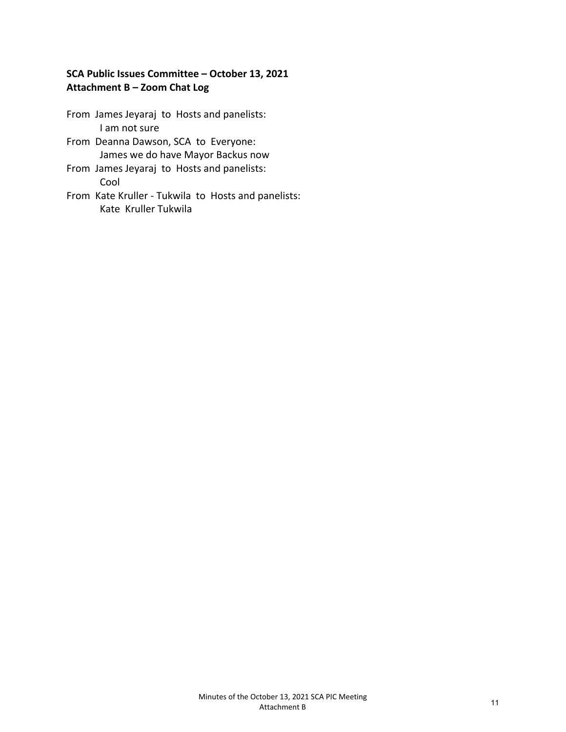**SCA Public Issues Committee – October 13, 2021**
**Attachment B – Zoom Chat Log**

From James Jeyaraj to Hosts and panelists:
  I am not sure

From Deanna Dawson, SCA to Everyone:
  James we do have Mayor Backus now

From James Jeyaraj to Hosts and panelists:
  Cool

From Kate Kruller - Tukwila to Hosts and panelists:
  Kate Kruller Tukwila